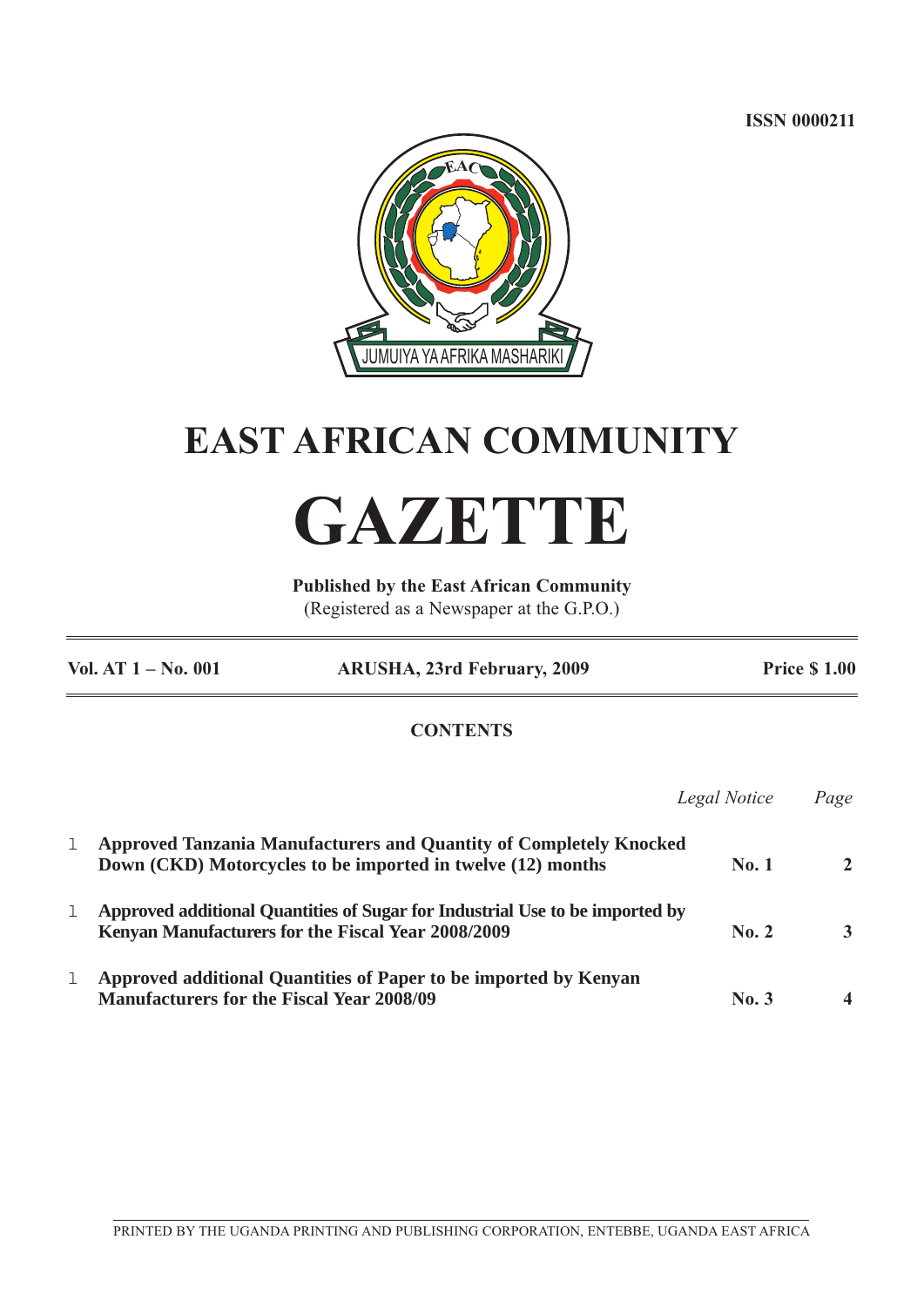ISSN 0000211

JUMUIYA YA AFRIKA MASHARIKI

# EAST AFRICAN COMMUNITY

# GAZETTE

**Published by the East African Community**
(Registered as a Newspaper at the G.P.O.)

**Vol. AT 1 – No. 001** **ARUSHA, 23rd February, 2009** **Price $ 1.00**

## CONTENTS

| | | *Legal Notice* | *Page* |
|---|---|---|---|
| l | **Approved Tanzania Manufacturers and Quantity of Completely Knocked Down (CKD) Motorcycles to be imported in twelve (12) months** | **No. 1** | **2** |
| l | **Approved additional Quantities of Sugar for Industrial Use to be imported by Kenyan Manufacturers for the Fiscal Year 2008/2009** | **No. 2** | **3** |
| l | **Approved additional Quantities of Paper to be imported by Kenyan Manufacturers for the Fiscal Year 2008/09** | **No. 3** | **4** |

PRINTED BY THE UGANDA PRINTING AND PUBLISHING CORPORATION, ENTEBBE, UGANDA EAST AFRICA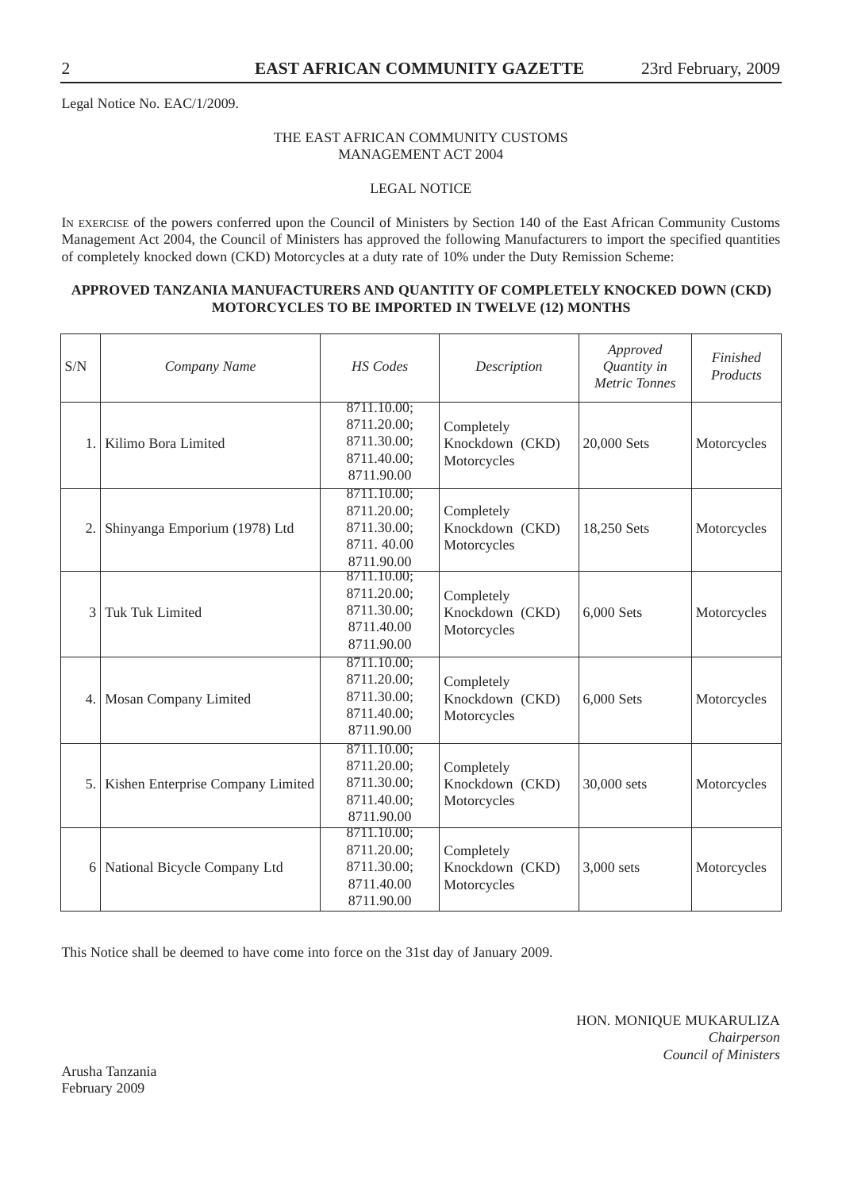Legal Notice No. EAC/1/2009.

THE EAST AFRICAN COMMUNITY CUSTOMS MANAGEMENT ACT 2004

LEGAL NOTICE

IN EXERCISE of the powers conferred upon the Council of Ministers by Section 140 of the East African Community Customs Management Act 2004, the Council of Ministers has approved the following Manufacturers to import the specified quantities of completely knocked down (CKD) Motorcycles at a duty rate of 10% under the Duty Remission Scheme:

**APPROVED TANZANIA MANUFACTURERS AND QUANTITY OF COMPLETELY KNOCKED DOWN (CKD) MOTORCYCLES TO BE IMPORTED IN TWELVE (12) MONTHS**

| S/N | *Company Name* | *HS Codes* | *Description* | *Approved Quantity in Metric Tonnes* | *Finished Products* |
|---|---|---|---|---|---|
| 1. | Kilimo Bora Limited | 8711.10.00; 8711.20.00; 8711.30.00; 8711.40.00; 8711.90.00 | Completely Knockdown (CKD) Motorcycles | 20,000 Sets | Motorcycles |
| 2. | Shinyanga Emporium (1978) Ltd | 8711.10.00; 8711.20.00; 8711.30.00; 8711. 40.00 8711.90.00 | Completely Knockdown (CKD) Motorcycles | 18,250 Sets | Motorcycles |
| 3 | Tuk Tuk Limited | 8711.10.00; 8711.20.00; 8711.30.00; 8711.40.00 8711.90.00 | Completely Knockdown (CKD) Motorcycles | 6,000 Sets | Motorcycles |
| 4. | Mosan Company Limited | 8711.10.00; 8711.20.00; 8711.30.00; 8711.40.00; 8711.90.00 | Completely Knockdown (CKD) Motorcycles | 6,000 Sets | Motorcycles |
| 5. | Kishen Enterprise Company Limited | 8711.10.00; 8711.20.00; 8711.30.00; 8711.40.00; 8711.90.00 | Completely Knockdown (CKD) Motorcycles | 30,000 sets | Motorcycles |
| 6 | National Bicycle Company Ltd | 8711.10.00; 8711.20.00; 8711.30.00; 8711.40.00 8711.90.00 | Completely Knockdown (CKD) Motorcycles | 3,000 sets | Motorcycles |

This Notice shall be deemed to have come into force on the 31st day of January 2009.

HON. MONIQUE MUKARULIZA
*Chairperson*
*Council of Ministers*

Arusha Tanzania
February 2009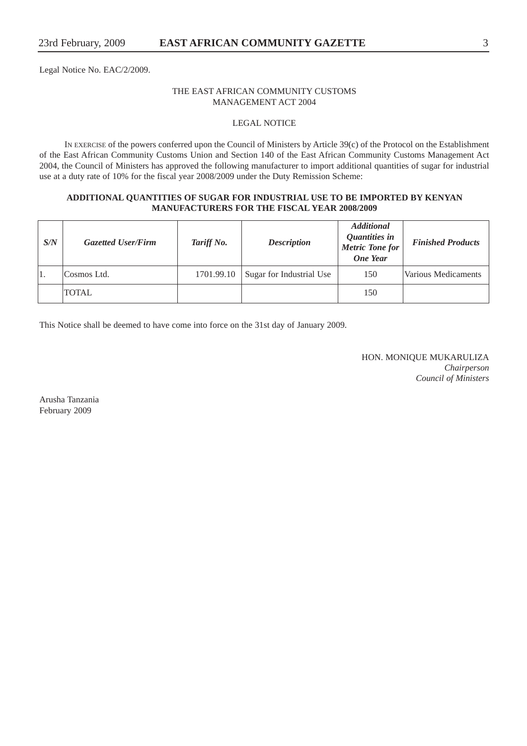Legal Notice No. EAC/2/2009.

THE EAST AFRICAN COMMUNITY CUSTOMS MANAGEMENT ACT 2004

LEGAL NOTICE

IN EXERCISE of the powers conferred upon the Council of Ministers by Article 39(c) of the Protocol on the Establishment of the East African Community Customs Union and Section 140 of the East African Community Customs Management Act 2004, the Council of Ministers has approved the following manufacturer to import additional quantities of sugar for industrial use at a duty rate of 10% for the fiscal year 2008/2009 under the Duty Remission Scheme:

**ADDITIONAL QUANTITIES OF SUGAR FOR INDUSTRIAL USE TO BE IMPORTED BY KENYAN MANUFACTURERS FOR THE FISCAL YEAR 2008/2009**

| ***S/N*** | ***Gazetted User/Firm*** | ***Tariff No.*** | ***Description*** | ***Additional Quantities in Metric Tone for One Year*** | ***Finished Products*** |
|---|---|---|---|---|---|
| 1. | Cosmos Ltd. | 1701.99.10 | Sugar for Industrial Use | 150 | Various Medicaments |
| | TOTAL | | | 150 | |

This Notice shall be deemed to have come into force on the 31st day of January 2009.

HON. MONIQUE MUKARULIZA
*Chairperson*
*Council of Ministers*

Arusha Tanzania
February 2009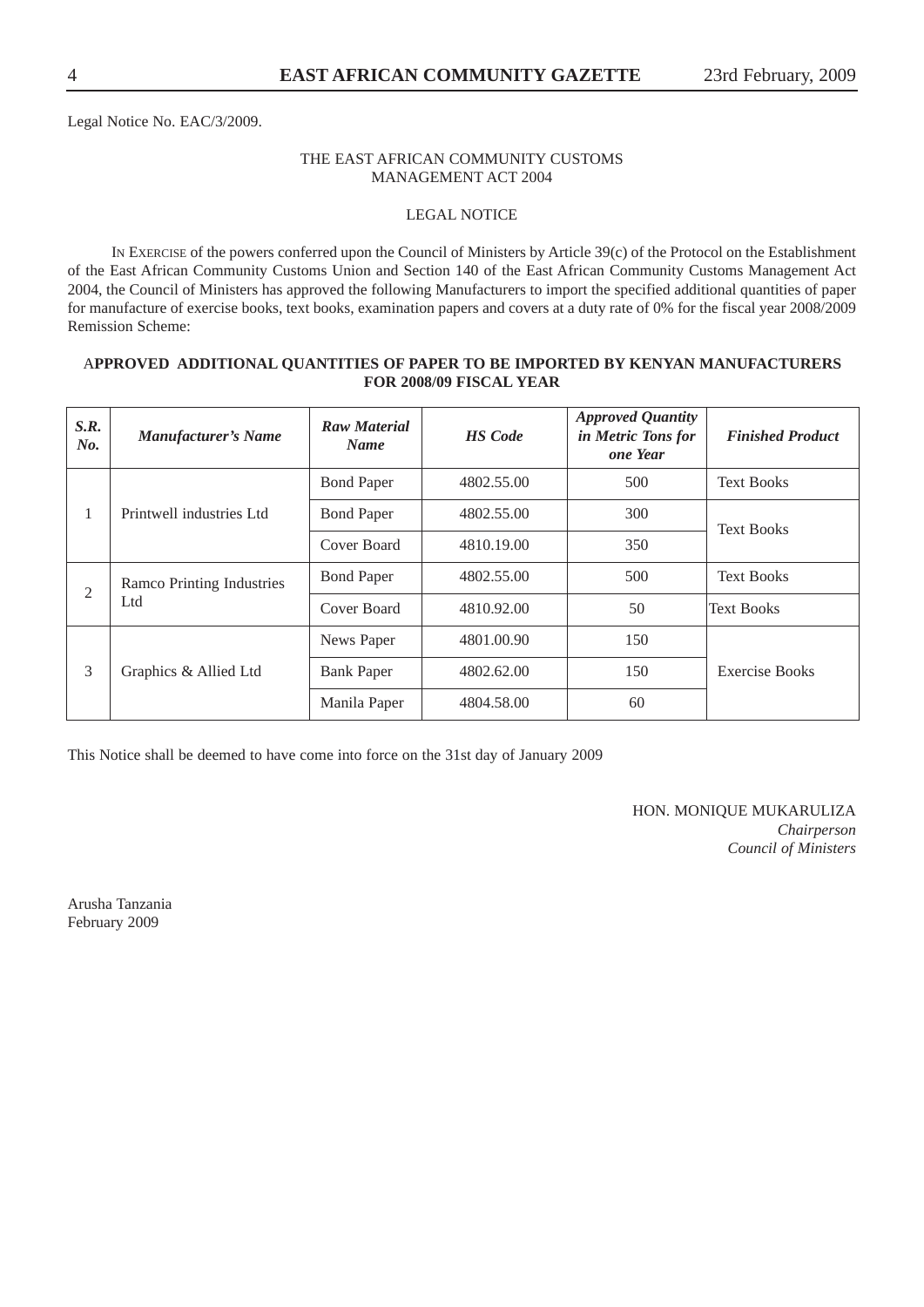Legal Notice No. EAC/3/2009.

THE EAST AFRICAN COMMUNITY CUSTOMS MANAGEMENT ACT 2004

LEGAL NOTICE

IN EXERCISE of the powers conferred upon the Council of Ministers by Article 39(c) of the Protocol on the Establishment of the East African Community Customs Union and Section 140 of the East African Community Customs Management Act 2004, the Council of Ministers has approved the following Manufacturers to import the specified additional quantities of paper for manufacture of exercise books, text books, examination papers and covers at a duty rate of 0% for the fiscal year 2008/2009 Remission Scheme:

**APPROVED ADDITIONAL QUANTITIES OF PAPER TO BE IMPORTED BY KENYAN MANUFACTURERS FOR 2008/09 FISCAL YEAR**

| *S.R. No.* | *Manufacturer's Name* | *Raw Material Name* | *HS Code* | *Approved Quantity in Metric Tons for one Year* | *Finished Product* |
|---|---|---|---|---|---|
| 1 | Printwell industries Ltd | Bond Paper | 4802.55.00 | 500 | Text Books |
| | | Bond Paper | 4802.55.00 | 300 | Text Books |
| | | Cover Board | 4810.19.00 | 350 | |
| 2 | Ramco Printing Industries Ltd | Bond Paper | 4802.55.00 | 500 | Text Books |
| | | Cover Board | 4810.92.00 | 50 | Text Books |
| 3 | Graphics & Allied Ltd | News Paper | 4801.00.90 | 150 | Exercise Books |
| | | Bank Paper | 4802.62.00 | 150 | |
| | | Manila Paper | 4804.58.00 | 60 | |

This Notice shall be deemed to have come into force on the 31st day of January 2009

HON. MONIQUE MUKARULIZA
*Chairperson*
*Council of Ministers*

Arusha Tanzania
February 2009